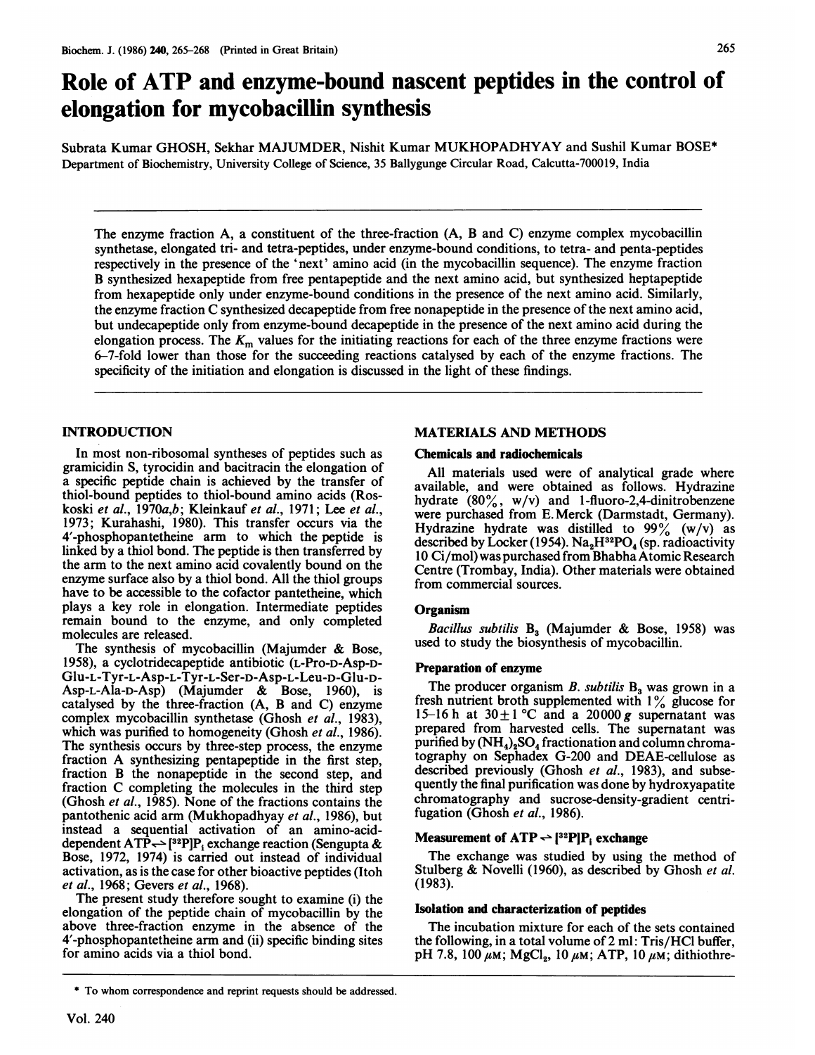# Role of ATP and enzyme-bound nascent peptides in the control of elongation for mycobacillin synthesis

Subrata Kumar GHOSH, Sekhar MAJUMDER, Nishit Kumar MUKHOPADHYAY and Sushil Kumar BOSE*

Department of Biochemistry, University College of Science, 35 Ballygunge Circular Road, Calcutta-700019, India

The enzyme fraction A, a constituent of the three-fraction (A, B and C) enzyme complex mycobacillin synthetase, elongated tri- and tetra-peptides, under enzyme-bound conditions, to tetra- and penta-peptides respectively in the presence of the 'next' amino acid (in the mycobacillin sequence). The enzyme fraction B synthesized hexapeptide from free pentapeptide and the next amino acid, but synthesized heptapeptide from hexapeptide only under enzyme-bound conditions in the presence of the next amino acid. Similarly, the enzyme fraction C synthesized decapeptide from free nonapeptide in the presence of the next amino acid, but undecapeptide only from enzyme-bound decapeptide in the presence of the next amino acid during the elongation process. The $K_m$ values for the initiating reactions for each of the three enzyme fractions were 6–7-fold lower than those for the succeeding reactions catalysed by each of the enzyme fractions. The specificity of the initiation and elongation is discussed in the light of these findings.

## INTRODUCTION

In most non-ribosomal syntheses of peptides such as gramicidin S, tyrocidin and bacitracin the elongation of a specific peptide chain is achieved by the transfer of thiol-bound peptides to thiol-bound amino acids (Roskoski *et al.*, 1970*a,b*; Kleinkauf *et al.*, 1971; Lee *et al.*, 1973; Kurahashi, 1980). This transfer occurs via the 4′-phosphopantetheine arm to which the peptide is linked by a thiol bond. The peptide is then transferred by the arm to the next amino acid covalently bound on the enzyme surface also by a thiol bond. All the thiol groups have to be accessible to the cofactor pantetheine, which plays a key role in elongation. Intermediate peptides remain bound to the enzyme, and only completed molecules are released.

The synthesis of mycobacillin (Majumder & Bose, 1958), a cyclotridecapeptide antibiotic (L-Pro-D-Asp-D-Glu-L-Tyr-L-Asp-L-Tyr-L-Ser-D-Asp-L-Leu-D-Glu-D-Asp-L-Ala-D-Asp) (Majumder & Bose, 1960), is catalysed by the three-fraction (A, B and C) enzyme complex mycobacillin synthetase (Ghosh *et al.*, 1983), which was purified to homogeneity (Ghosh *et al.*, 1986). The synthesis occurs by three-step process, the enzyme fraction A synthesizing pentapeptide in the first step, fraction B the nonapeptide in the second step, and fraction C completing the molecules in the third step (Ghosh *et al.*, 1985). None of the fractions contains the pantothenic acid arm (Mukhopadhyay *et al.*, 1986), but instead a sequential activation of an amino-acid-dependent ATP$\rightleftharpoons$[$^{32}$P]P$_i$ exchange reaction (Sengupta & Bose, 1972, 1974) is carried out instead of individual activation, as is the case for other bioactive peptides (Itoh *et al.*, 1968; Gevers *et al.*, 1968).

The present study therefore sought to examine (i) the elongation of the peptide chain of mycobacillin by the above three-fraction enzyme in the absence of the 4′-phosphopantetheine arm and (ii) specific binding sites for amino acids via a thiol bond.

## MATERIALS AND METHODS

### Chemicals and radiochemicals

All materials used were of analytical grade where available, and were obtained as follows. Hydrazine hydrate (80%, w/v) and 1-fluoro-2,4-dinitrobenzene were purchased from E. Merck (Darmstadt, Germany). Hydrazine hydrate was distilled to 99% (w/v) as described by Locker (1954). $Na_2H^{32}PO_4$ (sp. radioactivity 10 Ci/mol) was purchased from Bhabha Atomic Research Centre (Trombay, India). Other materials were obtained from commercial sources.

### Organism

*Bacillus subtilis* $B_3$ (Majumder & Bose, 1958) was used to study the biosynthesis of mycobacillin.

### Preparation of enzyme

The producer organism *B. subtilis* $B_3$ was grown in a fresh nutrient broth supplemented with 1% glucose for 15–16 h at 30±1 °C and a 20000 *g* supernatant was prepared from harvested cells. The supernatant was purified by $(NH_4)_2SO_4$ fractionation and column chromatography on Sephadex G-200 and DEAE-cellulose as described previously (Ghosh *et al.*, 1983), and subsequently the final purification was done by hydroxyapatite chromatography and sucrose-density-gradient centrifugation (Ghosh *et al.*, 1986).

### Measurement of ATP$\rightleftharpoons$[$^{32}$P]P$_i$ exchange

The exchange was studied by using the method of Stulberg & Novelli (1960), as described by Ghosh *et al.* (1983).

### Isolation and characterization of peptides

The incubation mixture for each of the sets contained the following, in a total volume of 2 ml: Tris/HCl buffer, pH 7.8, 100 μM; $MgCl_2$, 10 μM; ATP, 10 μM; dithiothre-

\* To whom correspondence and reprint requests should be addressed.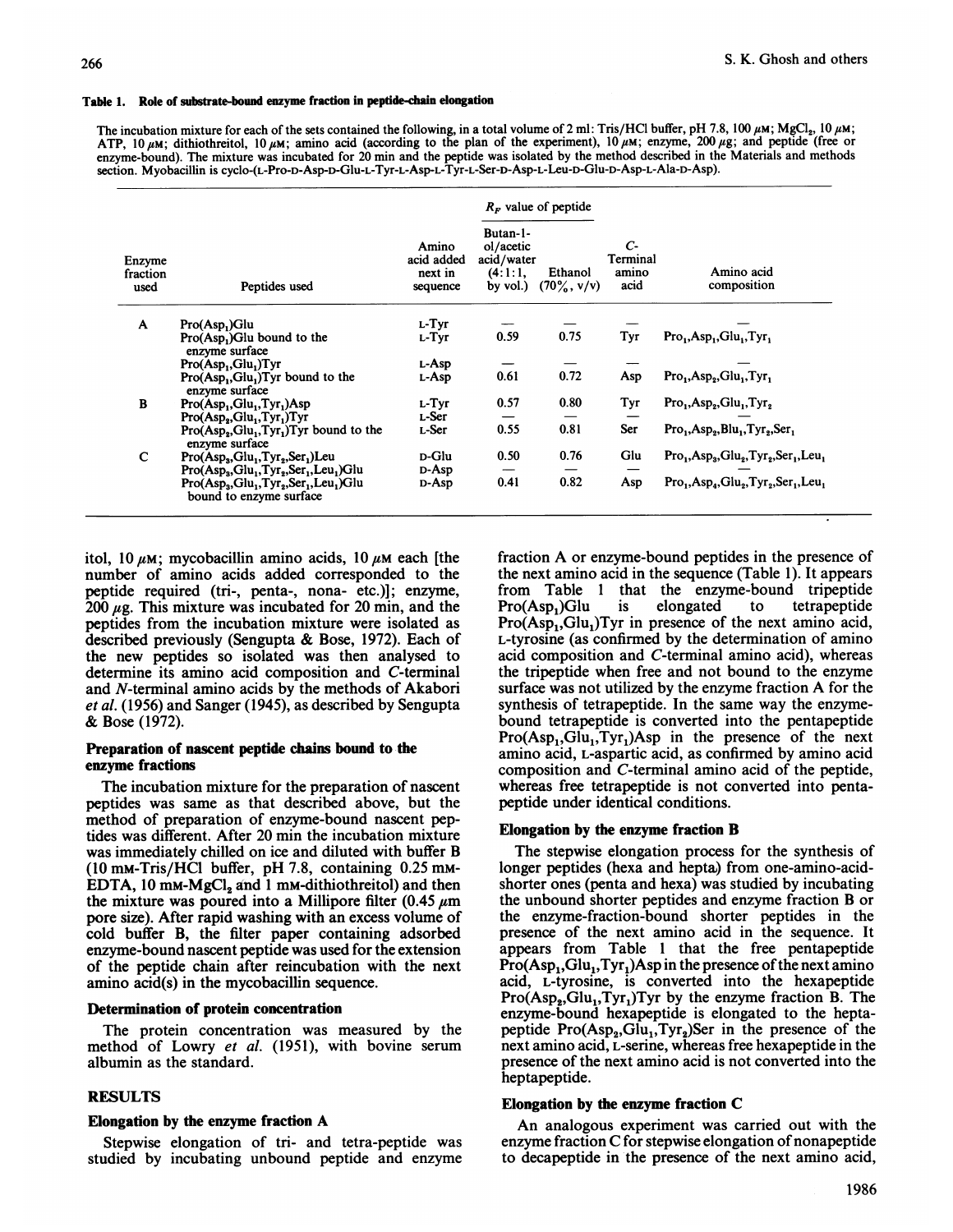**Table 1. Role of substrate-bound enzyme fraction in peptide-chain elongation**

The incubation mixture for each of the sets contained the following, in a total volume of 2 ml: Tris/HCl buffer, pH 7.8, 100 $\mu$M; $MgCl_2$, 10 $\mu$M; ATP, 10 $\mu$M; dithiothreitol, 10 $\mu$M; amino acid (according to the plan of the experiment), 10 $\mu$M; enzyme, 200 $\mu$g; and peptide (free or enzyme-bound). The mixture was incubated for 20 min and the peptide was isolated by the method described in the Materials and methods section. Myobacillin is cyclo-(L-Pro-D-Asp-D-Glu-L-Tyr-L-Asp-L-Tyr-L-Ser-D-Asp-L-Leu-D-Glu-D-Asp-L-Ala-D-Asp).

| Enzyme fraction used | Peptides used | Amino acid added next in sequence | $R_F$ value of peptide: Butan-1-ol/acetic acid/water (4:1:1, by vol.) | $R_F$ value of peptide: Ethanol (70%, v/v) | C-Terminal amino acid | Amino acid composition |
|---|---|---|---|---|---|---|
| A | Pro($Asp_1$)Glu | L-Tyr | — | — | — | — |
| | Pro($Asp_1$)Glu bound to the enzyme surface | L-Tyr | 0.59 | 0.75 | Tyr | $Pro_1$,$Asp_1$,$Glu_1$,$Tyr_1$ |
| | Pro($Asp_1$,$Glu_1$)Tyr | L-Asp | — | — | — | — |
| | Pro($Asp_1$,$Glu_1$)Tyr bound to the enzyme surface | L-Asp | 0.61 | 0.72 | Asp | $Pro_1$,$Asp_2$,$Glu_1$,$Tyr_1$ |
| B | Pro($Asp_1$,$Glu_1$,$Tyr_1$)Asp | L-Tyr | 0.57 | 0.80 | Tyr | $Pro_1$,$Asp_2$,$Glu_1$,$Tyr_2$ |
| | Pro($Asp_2$,$Glu_1$,$Tyr_1$)Tyr | L-Ser | — | — | — | — |
| | Pro($Asp_2$,$Glu_1$,$Tyr_1$)Tyr bound to the enzyme surface | L-Ser | 0.55 | 0.81 | Ser | $Pro_1$,$Asp_2$,$Blu_1$,$Tyr_2$,$Ser_1$ |
| C | Pro($Asp_3$,$Glu_1$,$Tyr_2$,$Ser_1$)Leu | D-Glu | 0.50 | 0.76 | Glu | $Pro_1$,$Asp_3$,$Glu_2$,$Tyr_2$,$Ser_1$,$Leu_1$ |
| | Pro($Asp_3$,$Glu_1$,$Tyr_2$,$Ser_1$,$Leu_1$)Glu | D-Asp | — | — | — | — |
| | Pro($Asp_3$,$Glu_1$,$Tyr_2$,$Ser_1$,$Leu_1$)Glu bound to enzyme surface | D-Asp | 0.41 | 0.82 | Asp | $Pro_1$,$Asp_4$,$Glu_2$,$Tyr_2$,$Ser_1$,$Leu_1$ |

itol, 10 $\mu$M; mycobacillin amino acids, 10 $\mu$M each [the number of amino acids added corresponded to the peptide required (tri-, penta-, nona- etc.)]; enzyme, 200 $\mu$g. This mixture was incubated for 20 min, and the peptides from the incubation mixture were isolated as described previously (Sengupta & Bose, 1972). Each of the new peptides so isolated was then analysed to determine its amino acid composition and C-terminal and N-terminal amino acids by the methods of Akabori *et al.* (1956) and Sanger (1945), as described by Sengupta & Bose (1972).

### Preparation of nascent peptide chains bound to the enzyme fractions

The incubation mixture for the preparation of nascent peptides was same as that described above, but the method of preparation of enzyme-bound nascent peptides was different. After 20 min the incubation mixture was immediately chilled on ice and diluted with buffer B (10 mM-Tris/HCl buffer, pH 7.8, containing 0.25 mM-EDTA, 10 mM-$MgCl_2$ and 1 mM-dithiothreitol) and then the mixture was poured into a Millipore filter (0.45 $\mu$m pore size). After rapid washing with an excess volume of cold buffer B, the filter paper containing adsorbed enzyme-bound nascent peptide was used for the extension of the peptide chain after reincubation with the next amino acid(s) in the mycobacillin sequence.

### Determination of protein concentration

The protein concentration was measured by the method of Lowry *et al.* (1951), with bovine serum albumin as the standard.

## RESULTS

### Elongation by the enzyme fraction A

Stepwise elongation of tri- and tetra-peptide was studied by incubating unbound peptide and enzyme fraction A or enzyme-bound peptides in the presence of the next amino acid in the sequence (Table 1). It appears from Table 1 that the enzyme-bound tripeptide Pro($Asp_1$)Glu is elongated to tetrapeptide Pro($Asp_1$,$Glu_1$)Tyr in presence of the next amino acid, L-tyrosine (as confirmed by the determination of amino acid composition and C-terminal amino acid), whereas the tripeptide when free and not bound to the enzyme surface was not utilized by the enzyme fraction A for the synthesis of tetrapeptide. In the same way the enzyme-bound tetrapeptide is converted into the pentapeptide Pro($Asp_1$,$Glu_1$,$Tyr_1$)Asp in the presence of the next amino acid, L-aspartic acid, as confirmed by amino acid composition and C-terminal amino acid of the peptide, whereas free tetrapeptide is not converted into pentapeptide under identical conditions.

### Elongation by the enzyme fraction B

The stepwise elongation process for the synthesis of longer peptides (hexa and hepta) from one-amino-acid-shorter ones (penta and hexa) was studied by incubating the unbound shorter peptides and enzyme fraction B or the enzyme-fraction-bound shorter peptides in the presence of the next amino acid in the sequence. It appears from Table 1 that the free pentapeptide Pro($Asp_1$,$Glu_1$,$Tyr_1$)Asp in the presence of the next amino acid, L-tyrosine, is converted into the hexapeptide Pro($Asp_2$,$Glu_1$,$Tyr_1$)Tyr by the enzyme fraction B. The enzyme-bound hexapeptide is elongated to the heptapeptide Pro($Asp_2$,$Glu_1$,$Tyr_2$)Ser in the presence of the next amino acid, L-serine, whereas free hexapeptide in the presence of the next amino acid is not converted into the heptapeptide.

### Elongation by the enzyme fraction C

An analogous experiment was carried out with the enzyme fraction C for stepwise elongation of nonapeptide to decapeptide in the presence of the next amino acid,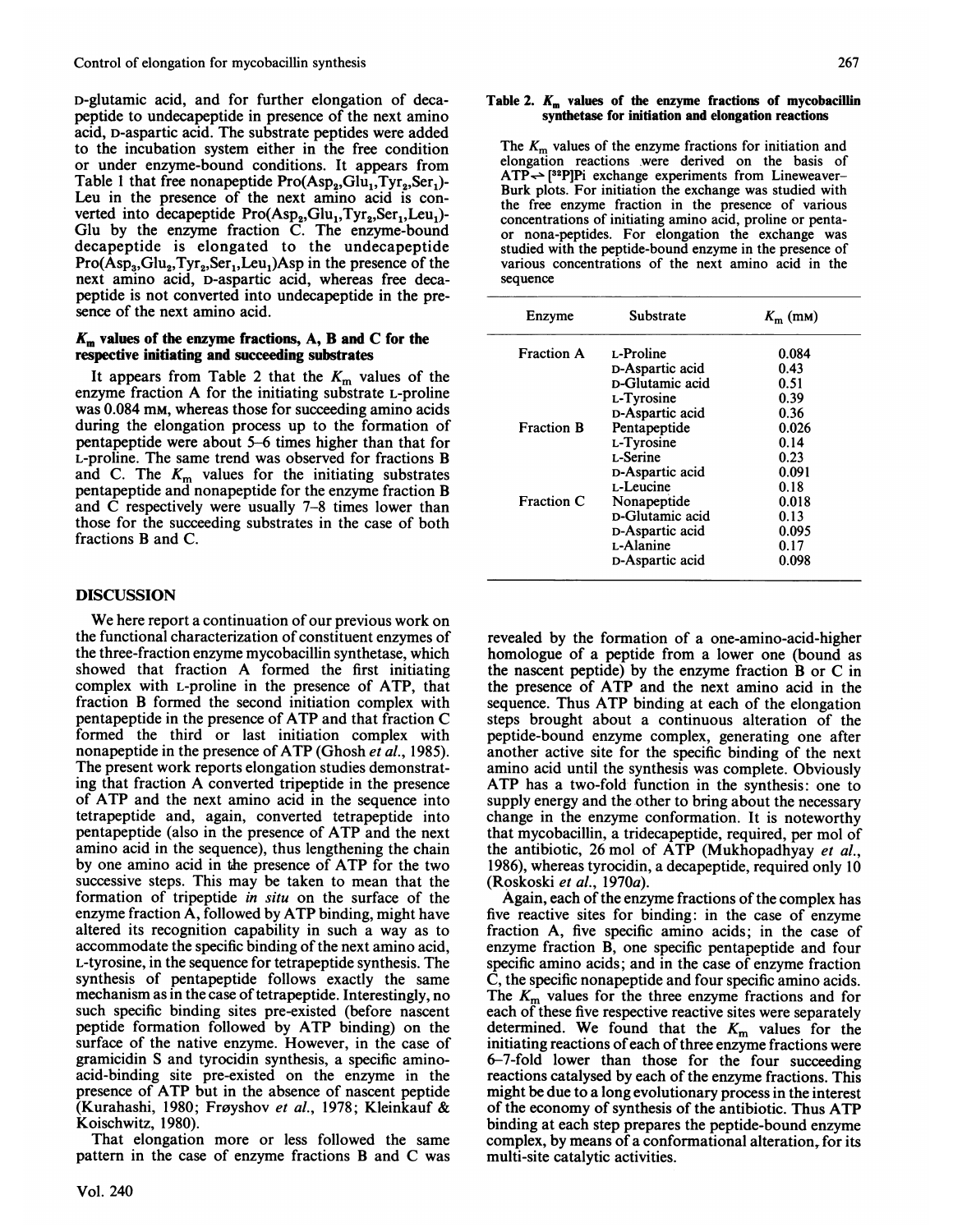D-glutamic acid, and for further elongation of decapeptide to undecapeptide in presence of the next amino acid, D-aspartic acid. The substrate peptides were added to the incubation system either in the free condition or under enzyme-bound conditions. It appears from Table 1 that free nonapeptide Pro($Asp_2$,$Glu_1$,$Tyr_2$,$Ser_1$)-Leu in the presence of the next amino acid is converted into decapeptide Pro($Asp_2$,$Glu_1$,$Tyr_2$,$Ser_1$,$Leu_1$)-Glu by the enzyme fraction C. The enzyme-bound decapeptide is elongated to the undecapeptide Pro($Asp_3$,$Glu_2$,$Tyr_2$,$Ser_1$,$Leu_1$)Asp in the presence of the next amino acid, D-aspartic acid, whereas free decapeptide is not converted into undecapeptide in the presence of the next amino acid.

### $K_m$ values of the enzyme fractions, A, B and C for the respective initiating and succeeding substrates

It appears from Table 2 that the $K_m$ values of the enzyme fraction A for the initiating substrate L-proline was 0.084 mM, whereas those for succeeding amino acids during the elongation process up to the formation of pentapeptide were about 5–6 times higher than that for L-proline. The same trend was observed for fractions B and C. The $K_m$ values for the initiating substrates pentapeptide and nonapeptide for the enzyme fraction B and C respectively were usually 7–8 times lower than those for the succeeding substrates in the case of both fractions B and C.

**Table 2. $K_m$ values of the enzyme fractions of mycobacillin synthetase for initiation and elongation reactions**

The $K_m$ values of the enzyme fractions for initiation and elongation reactions were derived on the basis of ATP⇌[$^{32}$P]Pi exchange experiments from Lineweaver–Burk plots. For initiation the exchange was studied with the free enzyme fraction in the presence of various concentrations of initiating amino acid, proline or penta- or nona-peptides. For elongation the exchange was studied with the peptide-bound enzyme in the presence of various concentrations of the next amino acid in the sequence

| Enzyme | Substrate | $K_m$ (mM) |
|---|---|---|
| Fraction A | L-Proline | 0.084 |
| | D-Aspartic acid | 0.43 |
| | D-Glutamic acid | 0.51 |
| | L-Tyrosine | 0.39 |
| | D-Aspartic acid | 0.36 |
| Fraction B | Pentapeptide | 0.026 |
| | L-Tyrosine | 0.14 |
| | L-Serine | 0.23 |
| | D-Aspartic acid | 0.091 |
| | L-Leucine | 0.18 |
| Fraction C | Nonapeptide | 0.018 |
| | D-Glutamic acid | 0.13 |
| | D-Aspartic acid | 0.095 |
| | L-Alanine | 0.17 |
| | D-Aspartic acid | 0.098 |

## DISCUSSION

We here report a continuation of our previous work on the functional characterization of constituent enzymes of the three-fraction enzyme mycobacillin synthetase, which showed that fraction A formed the first initiating complex with L-proline in the presence of ATP, that fraction B formed the second initiation complex with pentapeptide in the presence of ATP and that fraction C formed the third or last initiation complex with nonapeptide in the presence of ATP (Ghosh *et al.*, 1985). The present work reports elongation studies demonstrating that fraction A converted tripeptide in the presence of ATP and the next amino acid in the sequence into tetrapeptide and, again, converted tetrapeptide into pentapeptide (also in the presence of ATP and the next amino acid in the sequence), thus lengthening the chain by one amino acid in the presence of ATP for the two successive steps. This may be taken to mean that the formation of tripeptide *in situ* on the surface of the enzyme fraction A, followed by ATP binding, might have altered its recognition capability in such a way as to accommodate the specific binding of the next amino acid, L-tyrosine, in the sequence for tetrapeptide synthesis. The synthesis of pentapeptide follows exactly the same mechanism as in the case of tetrapeptide. Interestingly, no such specific binding sites pre-existed (before nascent peptide formation followed by ATP binding) on the surface of the native enzyme. However, in the case of gramicidin S and tyrocidin synthesis, a specific amino-acid-binding site pre-existed on the enzyme in the presence of ATP but in the absence of nascent peptide (Kurahashi, 1980; Frøyshov *et al.*, 1978; Kleinkauf & Koischwitz, 1980).

That elongation more or less followed the same pattern in the case of enzyme fractions B and C was revealed by the formation of a one-amino-acid-higher homologue of a peptide from a lower one (bound as the nascent peptide) by the enzyme fraction B or C in the presence of ATP and the next amino acid in the sequence. Thus ATP binding at each of the elongation steps brought about a continuous alteration of the peptide-bound enzyme complex, generating one after another active site for the specific binding of the next amino acid until the synthesis was complete. Obviously ATP has a two-fold function in the synthesis: one to supply energy and the other to bring about the necessary change in the enzyme conformation. It is noteworthy that mycobacillin, a tridecapeptide, required, per mol of the antibiotic, 26 mol of ATP (Mukhopadhyay *et al.*, 1986), whereas tyrocidin, a decapeptide, required only 10 (Roskoski *et al.*, 1970*a*).

Again, each of the enzyme fractions of the complex has five reactive sites for binding: in the case of enzyme fraction A, five specific amino acids; in the case of enzyme fraction B, one specific pentapeptide and four specific amino acids; and in the case of enzyme fraction C, the specific nonapeptide and four specific amino acids. The $K_m$ values for the three enzyme fractions and for each of these five respective reactive sites were separately determined. We found that the $K_m$ values for the initiating reactions of each of three enzyme fractions were 6–7-fold lower than those for the four succeeding reactions catalysed by each of the enzyme fractions. This might be due to a long evolutionary process in the interest of the economy of synthesis of the antibiotic. Thus ATP binding at each step prepares the peptide-bound enzyme complex, by means of a conformational alteration, for its multi-site catalytic activities.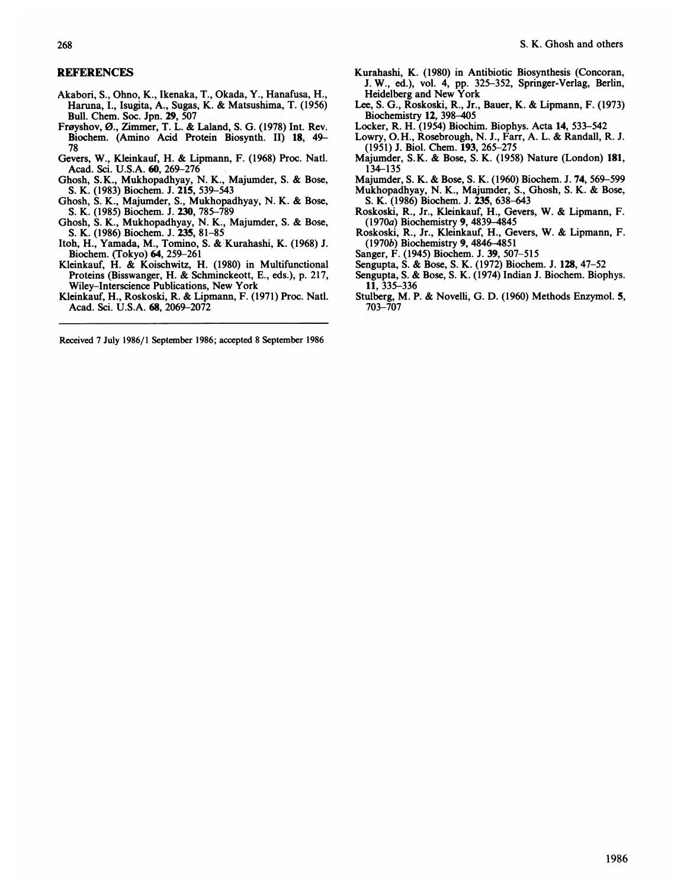## REFERENCES

Akabori, S., Ohno, K., Ikenaka, T., Okada, Y., Hanafusa, H., Haruna, I., Isugita, A., Sugas, K. & Matsushima, T. (1956) Bull. Chem. Soc. Jpn. **29**, 507

Frøyshov, Ø., Zimmer, T. L. & Laland, S. G. (1978) Int. Rev. Biochem. (Amino Acid Protein Biosynth. II) **18**, 49–78

Gevers, W., Kleinkauf, H. & Lipmann, F. (1968) Proc. Natl. Acad. Sci. U.S.A. **60**, 269–276

Ghosh, S.K., Mukhopadhyay, N. K., Majumder, S. & Bose, S. K. (1983) Biochem. J. **215**, 539–543

Ghosh, S. K., Majumder, S., Mukhopadhyay, N. K. & Bose, S. K. (1985) Biochem. J. **230**, 785–789

Ghosh, S. K., Mukhopadhyay, N. K., Majumder, S. & Bose, S. K. (1986) Biochem. J. **235**, 81–85

Itoh, H., Yamada, M., Tomino, S. & Kurahashi, K. (1968) J. Biochem. (Tokyo) **64**, 259–261

Kleinkauf, H. & Koischwitz, H. (1980) in Multifunctional Proteins (Bisswanger, H. & Schminckeott, E., eds.), p. 217, Wiley-Interscience Publications, New York

Kleinkauf, H., Roskoski, R. & Lipmann, F. (1971) Proc. Natl. Acad. Sci. U.S.A. **68**, 2069–2072

Kurahashi, K. (1980) in Antibiotic Biosynthesis (Concoran, J. W., ed.), vol. 4, pp. 325–352, Springer-Verlag, Berlin, Heidelberg and New York

Lee, S. G., Roskoski, R., Jr., Bauer, K. & Lipmann, F. (1973) Biochemistry **12**, 398–405

Locker, R. H. (1954) Biochim. Biophys. Acta **14**, 533–542

Lowry, O.H., Rosebrough, N. J., Farr, A. L. & Randall, R. J. (1951) J. Biol. Chem. **193**, 265–275

Majumder, S.K. & Bose, S. K. (1958) Nature (London) **181**, 134–135

Majumder, S. K. & Bose, S. K. (1960) Biochem. J. **74**, 569–599

Mukhopadhyay, N. K., Majumder, S., Ghosh, S. K. & Bose, S. K. (1986) Biochem. J. **235**, 638–643

Roskoski, R., Jr., Kleinkauf, H., Gevers, W. & Lipmann, F. (1970*a*) Biochemistry **9**, 4839–4845

Roskoski, R., Jr., Kleinkauf, H., Gevers, W. & Lipmann, F. (1970*b*) Biochemistry **9**, 4846–4851

Sanger, F. (1945) Biochem. J. **39**, 507–515

Sengupta, S. & Bose, S. K. (1972) Biochem. J. **128**, 47–52

Sengupta, S. & Bose, S. K. (1974) Indian J. Biochem. Biophys. **11**, 335–336

Stulberg, M. P. & Novelli, G. D. (1960) Methods Enzymol. **5**, 703–707

Received 7 July 1986/1 September 1986; accepted 8 September 1986